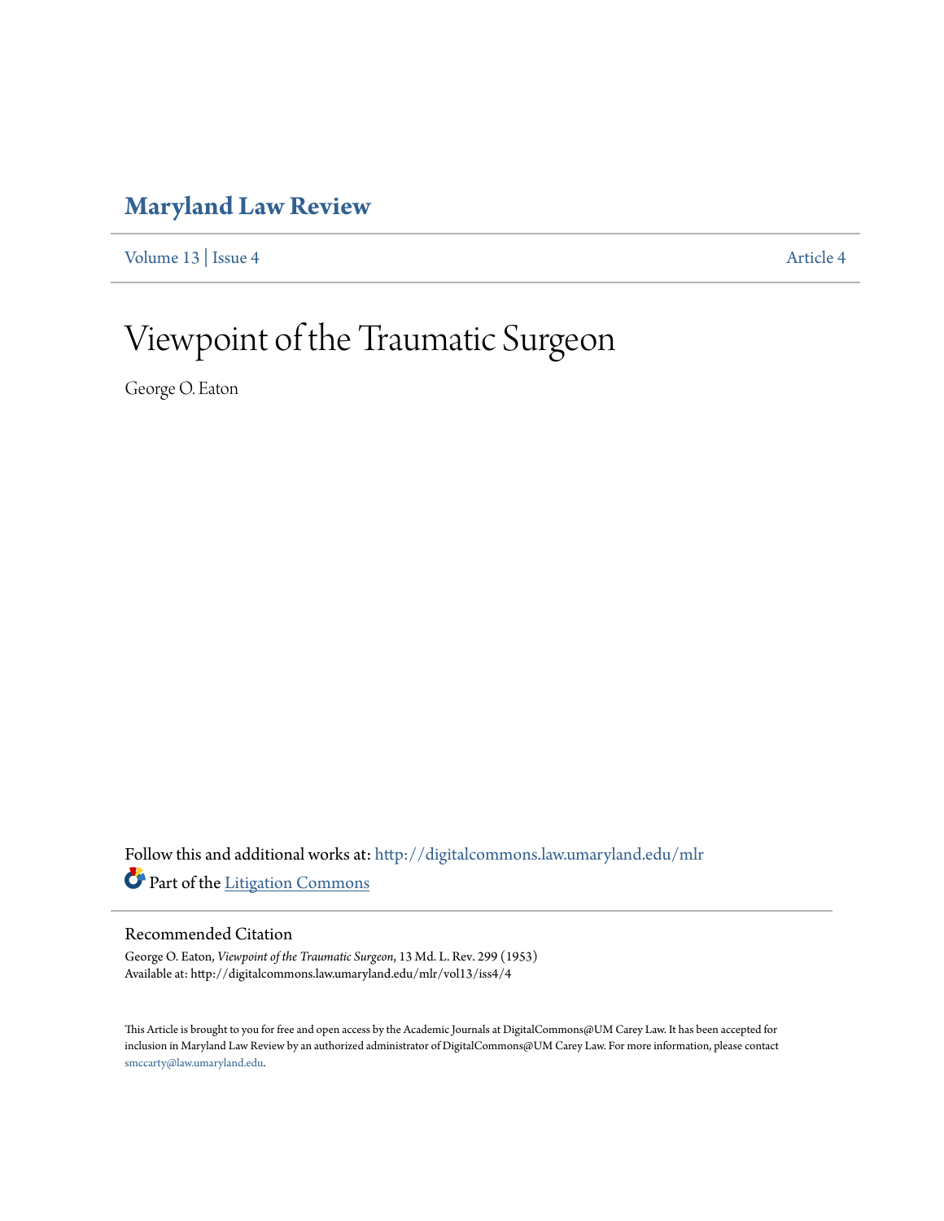# Maryland Law Review

Volume 13 | Issue 4 Article 4

# Viewpoint of the Traumatic Surgeon

George O. Eaton

Follow this and additional works at: http://digitalcommons.law.umaryland.edu/mlr

Part of the Litigation Commons

## Recommended Citation

George O. Eaton, *Viewpoint of the Traumatic Surgeon*, 13 Md. L. Rev. 299 (1953)
Available at: http://digitalcommons.law.umaryland.edu/mlr/vol13/iss4/4

This Article is brought to you for free and open access by the Academic Journals at DigitalCommons@UM Carey Law. It has been accepted for inclusion in Maryland Law Review by an authorized administrator of DigitalCommons@UM Carey Law. For more information, please contact smccarty@law.umaryland.edu.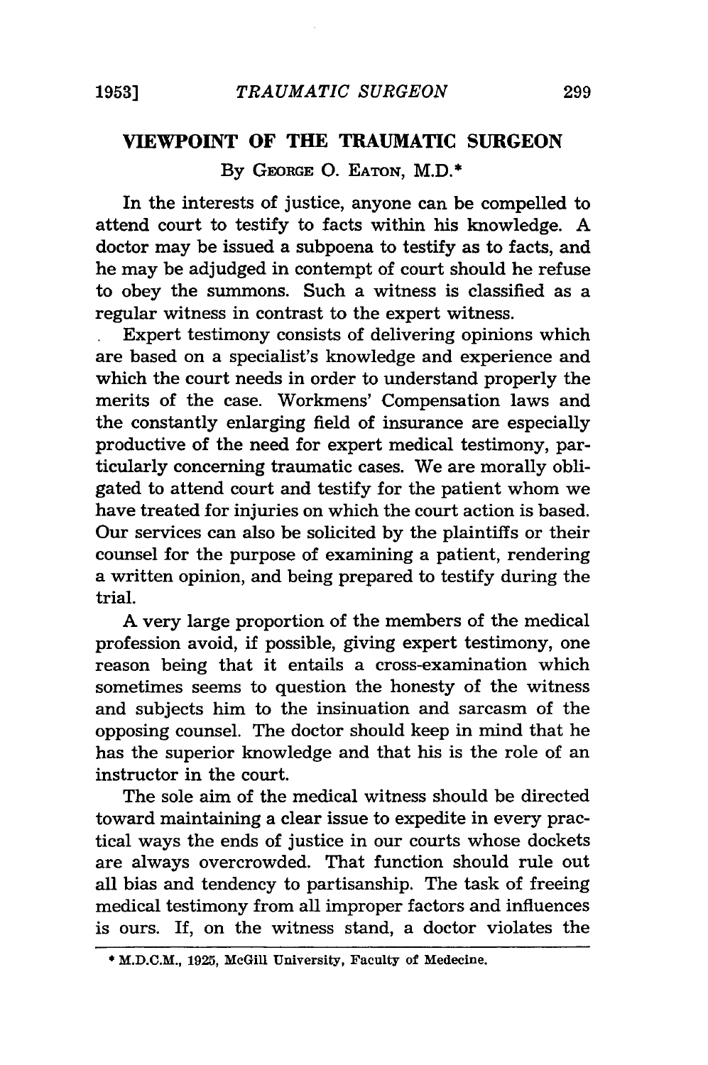## VIEWPOINT OF THE TRAUMATIC SURGEON

By George O. Eaton, M.D.*

In the interests of justice, anyone can be compelled to attend court to testify to facts within his knowledge. A doctor may be issued a subpoena to testify as to facts, and he may be adjudged in contempt of court should he refuse to obey the summons. Such a witness is classified as a regular witness in contrast to the expert witness.

Expert testimony consists of delivering opinions which are based on a specialist's knowledge and experience and which the court needs in order to understand properly the merits of the case. Workmens' Compensation laws and the constantly enlarging field of insurance are especially productive of the need for expert medical testimony, particularly concerning traumatic cases. We are morally obligated to attend court and testify for the patient whom we have treated for injuries on which the court action is based. Our services can also be solicited by the plaintiffs or their counsel for the purpose of examining a patient, rendering a written opinion, and being prepared to testify during the trial.

A very large proportion of the members of the medical profession avoid, if possible, giving expert testimony, one reason being that it entails a cross-examination which sometimes seems to question the honesty of the witness and subjects him to the insinuation and sarcasm of the opposing counsel. The doctor should keep in mind that he has the superior knowledge and that his is the role of an instructor in the court.

The sole aim of the medical witness should be directed toward maintaining a clear issue to expedite in every practical ways the ends of justice in our courts whose dockets are always overcrowded. That function should rule out all bias and tendency to partisanship. The task of freeing medical testimony from all improper factors and influences is ours. If, on the witness stand, a doctor violates the

* M.D.C.M., 1925, McGill University, Faculty of Medecine.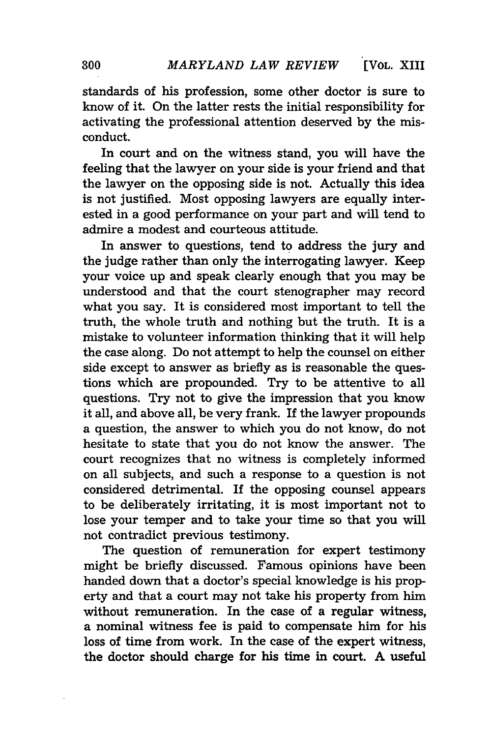standards of his profession, some other doctor is sure to know of it. On the latter rests the initial responsibility for activating the professional attention deserved by the misconduct.

In court and on the witness stand, you will have the feeling that the lawyer on your side is your friend and that the lawyer on the opposing side is not. Actually this idea is not justified. Most opposing lawyers are equally interested in a good performance on your part and will tend to admire a modest and courteous attitude.

In answer to questions, tend to address the jury and the judge rather than only the interrogating lawyer. Keep your voice up and speak clearly enough that you may be understood and that the court stenographer may record what you say. It is considered most important to tell the truth, the whole truth and nothing but the truth. It is a mistake to volunteer information thinking that it will help the case along. Do not attempt to help the counsel on either side except to answer as briefly as is reasonable the questions which are propounded. Try to be attentive to all questions. Try not to give the impression that you know it all, and above all, be very frank. If the lawyer propounds a question, the answer to which you do not know, do not hesitate to state that you do not know the answer. The court recognizes that no witness is completely informed on all subjects, and such a response to a question is not considered detrimental. If the opposing counsel appears to be deliberately irritating, it is most important not to lose your temper and to take your time so that you will not contradict previous testimony.

The question of remuneration for expert testimony might be briefly discussed. Famous opinions have been handed down that a doctor's special knowledge is his property and that a court may not take his property from him without remuneration. In the case of a regular witness, a nominal witness fee is paid to compensate him for his loss of time from work. In the case of the expert witness, the doctor should charge for his time in court. A useful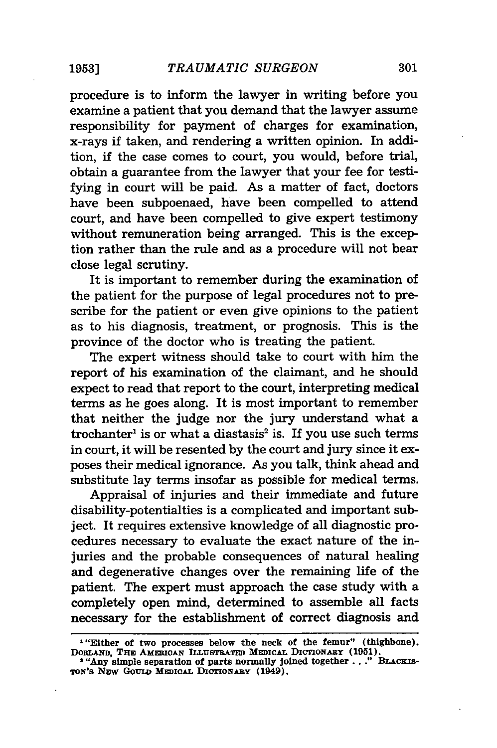procedure is to inform the lawyer in writing before you examine a patient that you demand that the lawyer assume responsibility for payment of charges for examination, x-rays if taken, and rendering a written opinion. In addition, if the case comes to court, you would, before trial, obtain a guarantee from the lawyer that your fee for testifying in court will be paid. As a matter of fact, doctors have been subpoenaed, have been compelled to attend court, and have been compelled to give expert testimony without remuneration being arranged. This is the exception rather than the rule and as a procedure will not bear close legal scrutiny.

It is important to remember during the examination of the patient for the purpose of legal procedures not to prescribe for the patient or even give opinions to the patient as to his diagnosis, treatment, or prognosis. This is the province of the doctor who is treating the patient.

The expert witness should take to court with him the report of his examination of the claimant, and he should expect to read that report to the court, interpreting medical terms as he goes along. It is most important to remember that neither the judge nor the jury understand what a trochanter[1] is or what a diastasis[2] is. If you use such terms in court, it will be resented by the court and jury since it exposes their medical ignorance. As you talk, think ahead and substitute lay terms insofar as possible for medical terms.

Appraisal of injuries and their immediate and future disability-potentialties is a complicated and important subject. It requires extensive knowledge of all diagnostic procedures necessary to evaluate the exact nature of the injuries and the probable consequences of natural healing and degenerative changes over the remaining life of the patient. The expert must approach the case study with a completely open mind, determined to assemble all facts necessary for the establishment of correct diagnosis and

---

[1] "Either of two processes below the neck of the femur" (thighbone). DORLAND, THE AMERICAN ILLUSTRATED MEDICAL DICTIONARY (1951).

[2] "Any simple separation of parts normally joined together . . ." BLACKISTON'S NEW GOULD MEDICAL DICTIONARY (1949).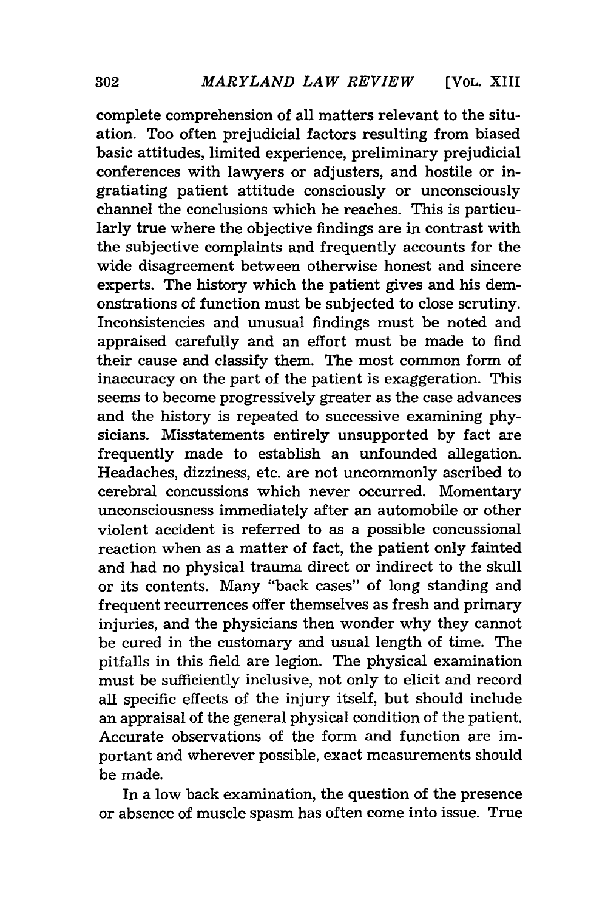complete comprehension of all matters relevant to the situation. Too often prejudicial factors resulting from biased basic attitudes, limited experience, preliminary prejudicial conferences with lawyers or adjusters, and hostile or ingratiating patient attitude consciously or unconsciously channel the conclusions which he reaches. This is particularly true where the objective findings are in contrast with the subjective complaints and frequently accounts for the wide disagreement between otherwise honest and sincere experts. The history which the patient gives and his demonstrations of function must be subjected to close scrutiny. Inconsistencies and unusual findings must be noted and appraised carefully and an effort must be made to find their cause and classify them. The most common form of inaccuracy on the part of the patient is exaggeration. This seems to become progressively greater as the case advances and the history is repeated to successive examining physicians. Misstatements entirely unsupported by fact are frequently made to establish an unfounded allegation. Headaches, dizziness, etc. are not uncommonly ascribed to cerebral concussions which never occurred. Momentary unconsciousness immediately after an automobile or other violent accident is referred to as a possible concussional reaction when as a matter of fact, the patient only fainted and had no physical trauma direct or indirect to the skull or its contents. Many "back cases" of long standing and frequent recurrences offer themselves as fresh and primary injuries, and the physicians then wonder why they cannot be cured in the customary and usual length of time. The pitfalls in this field are legion. The physical examination must be sufficiently inclusive, not only to elicit and record all specific effects of the injury itself, but should include an appraisal of the general physical condition of the patient. Accurate observations of the form and function are important and wherever possible, exact measurements should be made.

In a low back examination, the question of the presence or absence of muscle spasm has often come into issue. True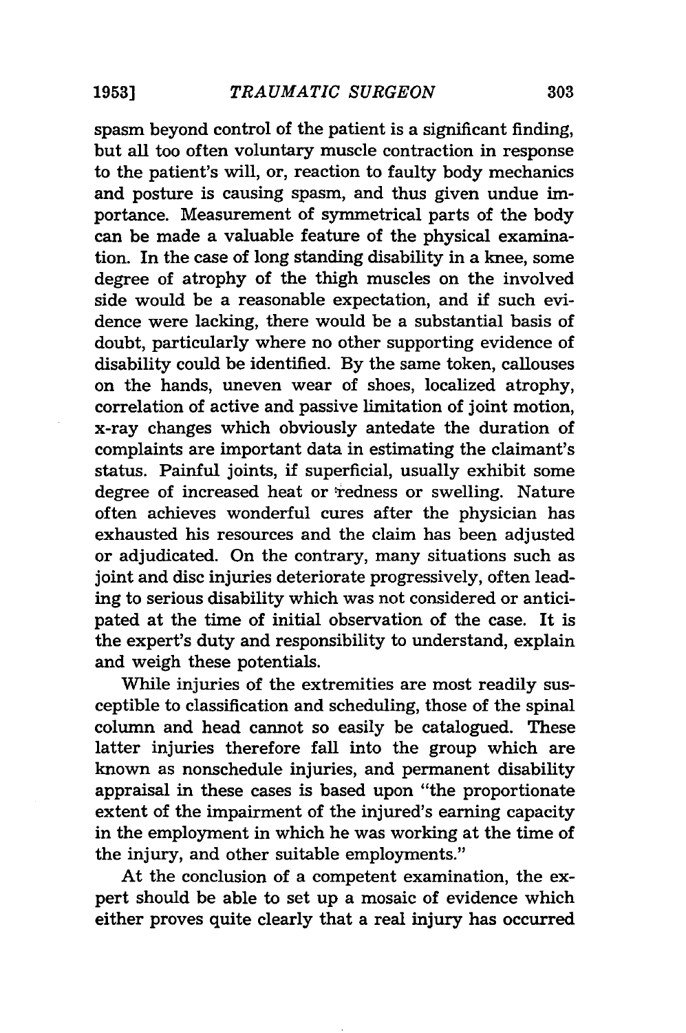spasm beyond control of the patient is a significant finding, but all too often voluntary muscle contraction in response to the patient's will, or, reaction to faulty body mechanics and posture is causing spasm, and thus given undue importance. Measurement of symmetrical parts of the body can be made a valuable feature of the physical examination. In the case of long standing disability in a knee, some degree of atrophy of the thigh muscles on the involved side would be a reasonable expectation, and if such evidence were lacking, there would be a substantial basis of doubt, particularly where no other supporting evidence of disability could be identified. By the same token, callouses on the hands, uneven wear of shoes, localized atrophy, correlation of active and passive limitation of joint motion, x-ray changes which obviously antedate the duration of complaints are important data in estimating the claimant's status. Painful joints, if superficial, usually exhibit some degree of increased heat or redness or swelling. Nature often achieves wonderful cures after the physician has exhausted his resources and the claim has been adjusted or adjudicated. On the contrary, many situations such as joint and disc injuries deteriorate progressively, often leading to serious disability which was not considered or anticipated at the time of initial observation of the case. It is the expert's duty and responsibility to understand, explain and weigh these potentials.

While injuries of the extremities are most readily susceptible to classification and scheduling, those of the spinal column and head cannot so easily be catalogued. These latter injuries therefore fall into the group which are known as nonschedule injuries, and permanent disability appraisal in these cases is based upon "the proportionate extent of the impairment of the injured's earning capacity in the employment in which he was working at the time of the injury, and other suitable employments."

At the conclusion of a competent examination, the expert should be able to set up a mosaic of evidence which either proves quite clearly that a real injury has occurred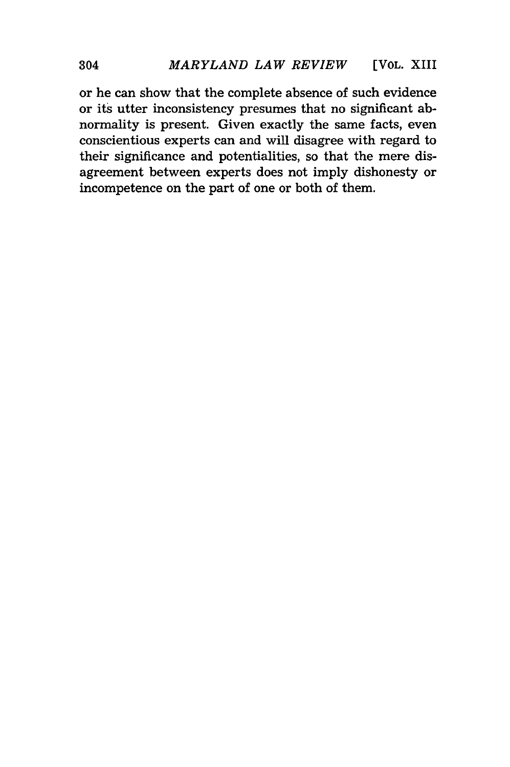or he can show that the complete absence of such evidence or its utter inconsistency presumes that no significant abnormality is present. Given exactly the same facts, even conscientious experts can and will disagree with regard to their significance and potentialities, so that the mere disagreement between experts does not imply dishonesty or incompetence on the part of one or both of them.